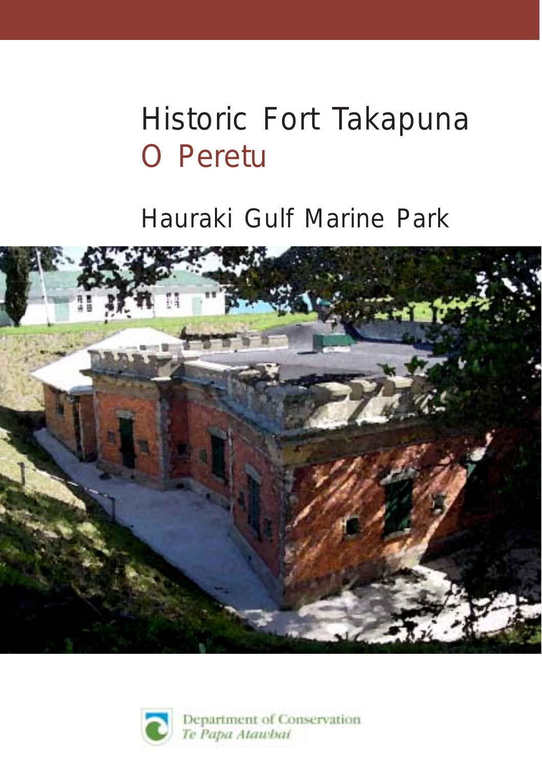# Historic Fort Takapuna
## O Peretu

## Hauraki Gulf Marine Park

Department of Conservation
*Te Papa Atawhai*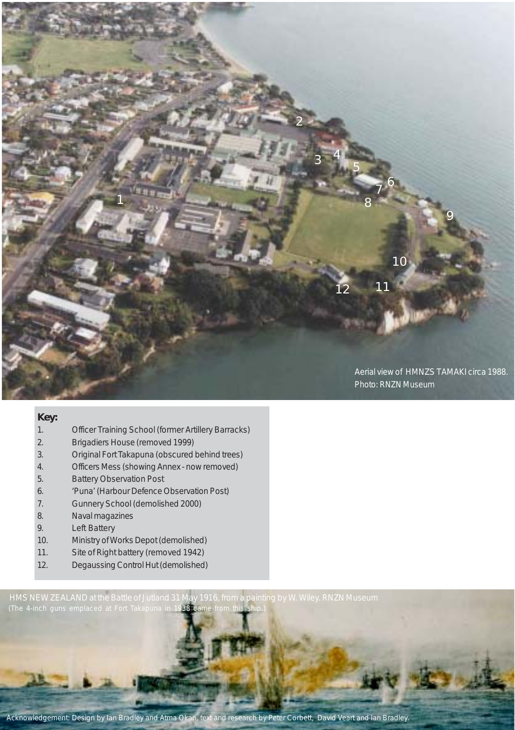Aerial view of HMNZS TAMAKI circa 1988.
Photo: RNZN Museum

**Key:**

1. Officer Training School (former Artillery Barracks)
2. Brigadiers House (removed 1999)
3. Original Fort Takapuna (obscured behind trees)
4. Officers Mess (showing Annex - now removed)
5. Battery Observation Post
6. 'Puna' (Harbour Defence Observation Post)
7. Gunnery School (demolished 2000)
8. Naval magazines
9. Left Battery
10. Ministry of Works Depot (demolished)
11. Site of Right battery (removed 1942)
12. Degaussing Control Hut (demolished)

HMS NEW ZEALAND at the Battle of Jutland 31 May 1916, from a painting by W. Wiley. RNZN Museum
(The 4-inch guns emplaced at Fort Takapuna in 1938 came from this ship.)

Acknowledgement: Design by Ian Bradley and Atma Okan, text and research by Peter Corbett, David Veart and Ian Bradley.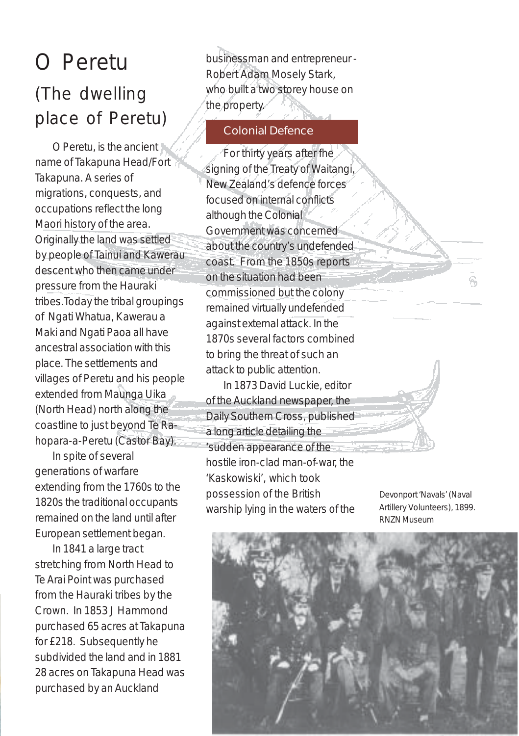# O Peretu

## (The dwelling place of Peretu)

O Peretu, is the ancient name of Takapuna Head/Fort Takapuna. A series of migrations, conquests, and occupations reflect the long Maori history of the area. Originally the land was settled by people of Tainui and Kawerau descent who then came under pressure from the Hauraki tribes.Today the tribal groupings of Ngati Whatua, Kawerau a Maki and Ngati Paoa all have ancestral association with this place. The settlements and villages of Peretu and his people extended from Maunga Uika (North Head) north along the coastline to just beyond Te Rahopara-a-Peretu (Castor Bay).

In spite of several generations of warfare extending from the 1760s to the 1820s the traditional occupants remained on the land until after European settlement began.

In 1841 a large tract stretching from North Head to Te Arai Point was purchased from the Hauraki tribes by the Crown. In 1853 J Hammond purchased 65 acres at Takapuna for £218. Subsequently he subdivided the land and in 1881 28 acres on Takapuna Head was purchased by an Auckland businessman and entrepreneur - Robert Adam Mosely Stark, who built a two storey house on the property.

### Colonial Defence

For thirty years after fhe signing of the Treaty of Waitangi, New Zealand's defence forces focused on internal conflicts although the Colonial Government was concerned about the country's undefended coast. From the 1850s reports on the situation had been commissioned but the colony remained virtually undefended against external attack. In the 1870s several factors combined to bring the threat of such an attack to public attention.

In 1873 David Luckie, editor of the Auckland newspaper, the Daily Southern Cross, published a long article detailing the 'sudden appearance of the hostile iron-clad man-of-war, the 'Kaskowiski', which took possession of the British warship lying in the waters of the

Devonport 'Navals' (Naval Artillery Volunteers), 1899. RNZN Museum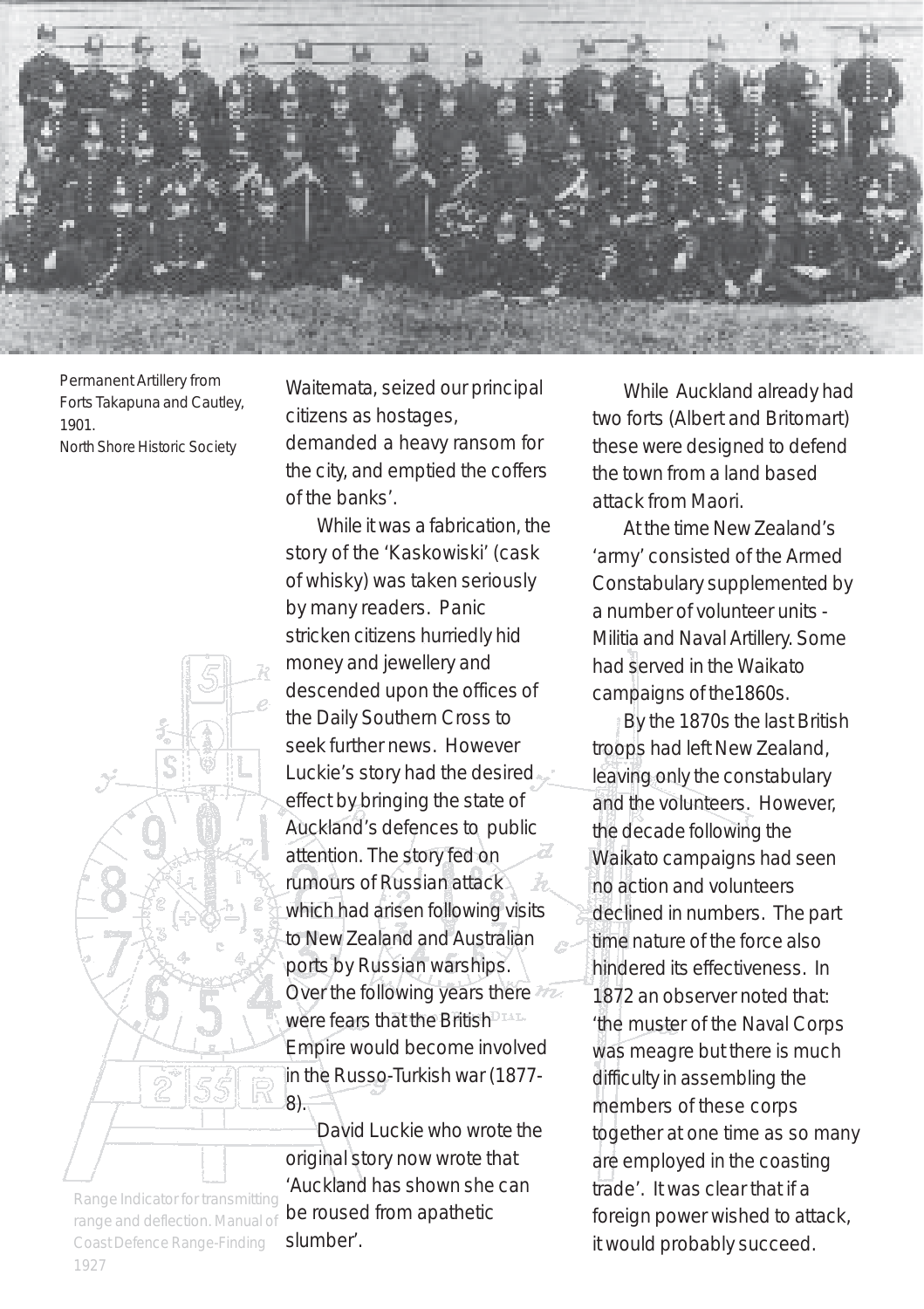Permanent Artillery from Forts Takapuna and Cautley, 1901.
North Shore Historic Society

Range Indicator for transmitting range and deflection. Manual of Coast Defence Range-Finding 1927

Waitemata, seized our principal citizens as hostages, demanded a heavy ransom for the city, and emptied the coffers of the banks'.

While it was a fabrication, the story of the 'Kaskowiski' (cask of whisky) was taken seriously by many readers. Panic stricken citizens hurriedly hid money and jewellery and descended upon the offices of the Daily Southern Cross to seek further news. However Luckie's story had the desired effect by bringing the state of Auckland's defences to public attention. The story fed on rumours of Russian attack which had arisen following visits to New Zealand and Australian ports by Russian warships. Over the following years there were fears that the British Empire would become involved in the Russo-Turkish war (1877-8).

David Luckie who wrote the original story now wrote that 'Auckland has shown she can be roused from apathetic slumber'.

While Auckland already had two forts (Albert and Britomart) these were designed to defend the town from a land based attack from Maori.

At the time New Zealand's 'army' consisted of the Armed Constabulary supplemented by a number of volunteer units - Militia and Naval Artillery. Some had served in the Waikato campaigns of the1860s.

By the 1870s the last British troops had left New Zealand, leaving only the constabulary and the volunteers. However, the decade following the Waikato campaigns had seen no action and volunteers declined in numbers. The part time nature of the force also hindered its effectiveness. In 1872 an observer noted that: 'the muster of the Naval Corps was meagre but there is much difficulty in assembling the members of these corps together at one time as so many are employed in the coasting trade'. It was clear that if a foreign power wished to attack, it would probably succeed.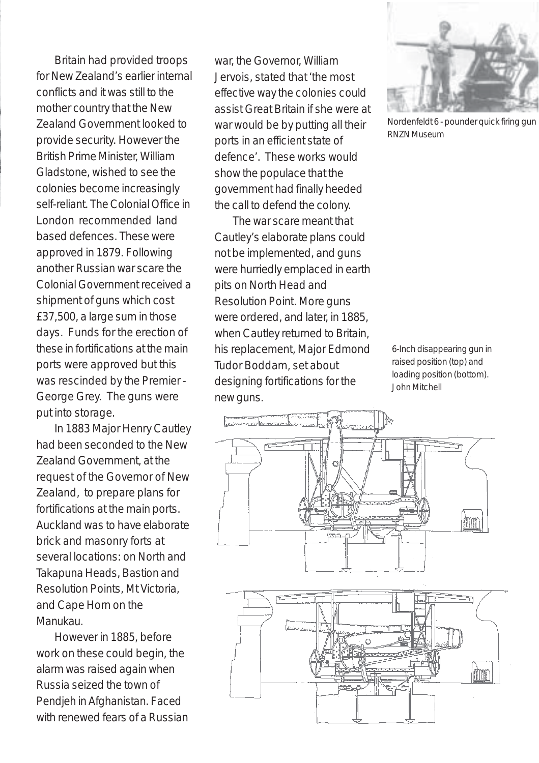Britain had provided troops for New Zealand's earlier internal conflicts and it was still to the mother country that the New Zealand Government looked to provide security. However the British Prime Minister, William Gladstone, wished to see the colonies become increasingly self-reliant. The Colonial Office in London recommended land based defences. These were approved in 1879. Following another Russian war scare the Colonial Government received a shipment of guns which cost £37,500, a large sum in those days. Funds for the erection of these in fortifications at the main ports were approved but this was rescinded by the Premier - George Grey. The guns were put into storage.

In 1883 Major Henry Cautley had been seconded to the New Zealand Government, at the request of the Governor of New Zealand, to prepare plans for fortifications at the main ports. Auckland was to have elaborate brick and masonry forts at several locations: on North and Takapuna Heads, Bastion and Resolution Points, Mt Victoria, and Cape Horn on the Manukau.

However in 1885, before work on these could begin, the alarm was raised again when Russia seized the town of Pendjeh in Afghanistan. Faced with renewed fears of a Russian war, the Governor, William Jervois, stated that 'the most effective way the colonies could assist Great Britain if she were at war would be by putting all their ports in an efficient state of defence'. These works would show the populace that the government had finally heeded the call to defend the colony.

The war scare meant that Cautley's elaborate plans could not be implemented, and guns were hurriedly emplaced in earth pits on North Head and Resolution Point. More guns were ordered, and later, in 1885, when Cautley returned to Britain, his replacement, Major Edmond Tudor Boddam, set about designing fortifications for the new guns.

Nordenfeldt 6 - pounder quick firing gun
RNZN Museum

6-Inch disappearing gun in raised position (top) and loading position (bottom).
John Mitchell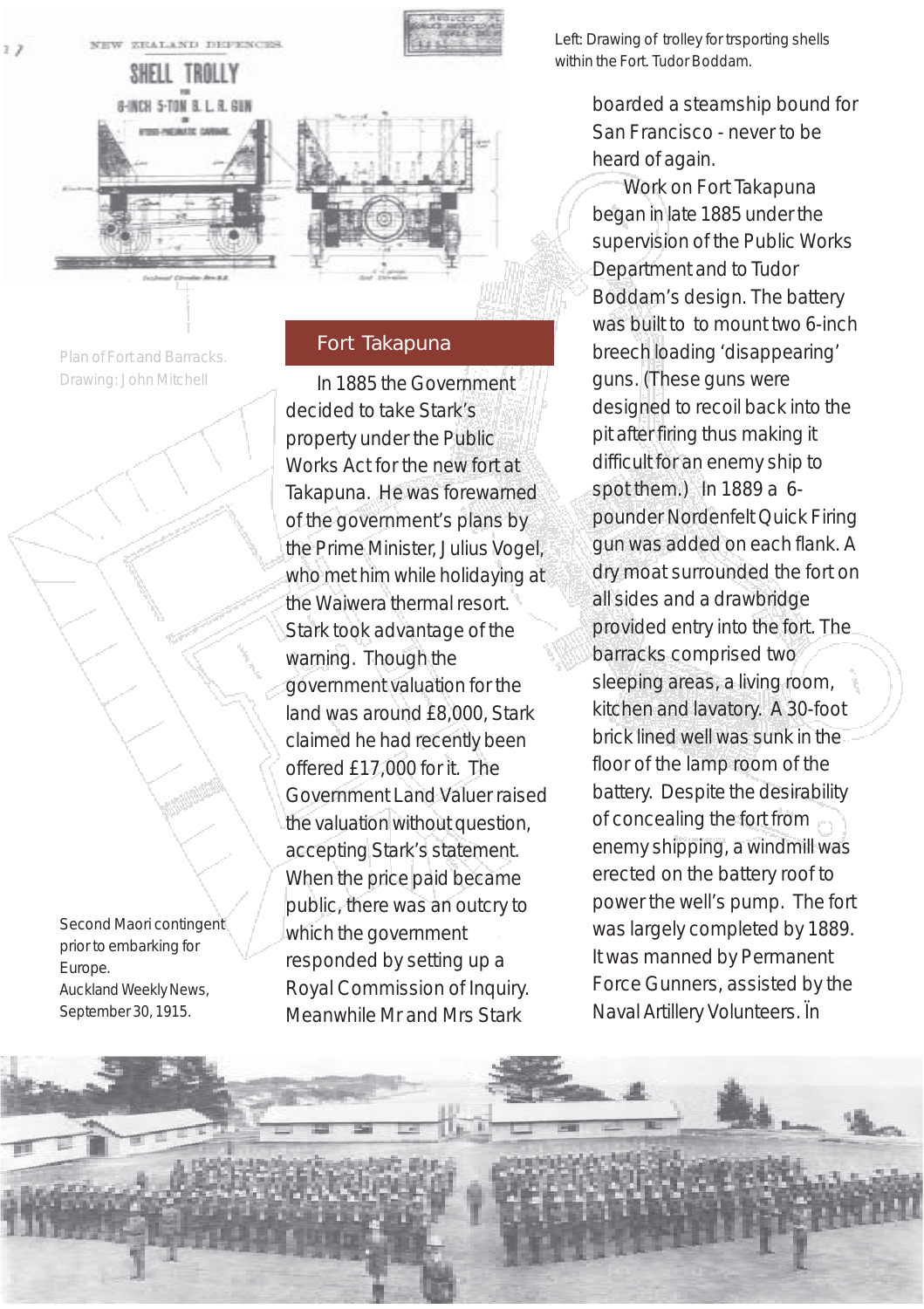Left: Drawing of trolley for trsporting shells within the Fort. Tudor Boddam.

Plan of Fort and Barracks. Drawing: John Mitchell

Second Maori contingent prior to embarking for Europe. Auckland Weekly News, September 30, 1915.

## Fort Takapuna

In 1885 the Government decided to take Stark's property under the Public Works Act for the new fort at Takapuna. He was forewarned of the government's plans by the Prime Minister, Julius Vogel, who met him while holidaying at the Waiwera thermal resort. Stark took advantage of the warning. Though the government valuation for the land was around £8,000, Stark claimed he had recently been offered £17,000 for it. The Government Land Valuer raised the valuation without question, accepting Stark's statement. When the price paid became public, there was an outcry to which the government responded by setting up a Royal Commission of Inquiry. Meanwhile Mr and Mrs Stark boarded a steamship bound for San Francisco - never to be heard of again.

Work on Fort Takapuna began in late 1885 under the supervision of the Public Works Department and to Tudor Boddam's design. The battery was built to to mount two 6-inch breech loading 'disappearing' guns. (These guns were designed to recoil back into the pit after firing thus making it difficult for an enemy ship to spot them.) In 1889 a 6-pounder Nordenfelt Quick Firing gun was added on each flank. A dry moat surrounded the fort on all sides and a drawbridge provided entry into the fort. The barracks comprised two sleeping areas, a living room, kitchen and lavatory. A 30-foot brick lined well was sunk in the floor of the lamp room of the battery. Despite the desirability of concealing the fort from enemy shipping, a windmill was erected on the battery roof to power the well's pump. The fort was largely completed by 1889. It was manned by Permanent Force Gunners, assisted by the Naval Artillery Volunteers. In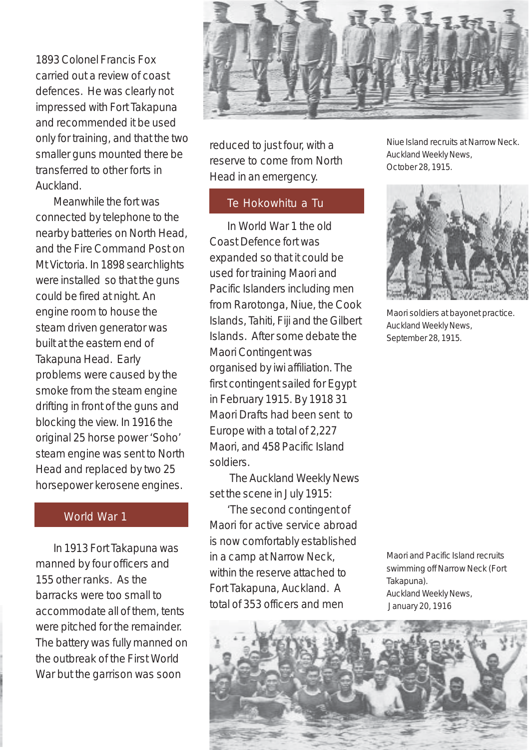1893 Colonel Francis Fox carried out a review of coast defences. He was clearly not impressed with Fort Takapuna and recommended it be used only for training, and that the two smaller guns mounted there be transferred to other forts in Auckland.

Meanwhile the fort was connected by telephone to the nearby batteries on North Head, and the Fire Command Post on Mt Victoria. In 1898 searchlights were installed so that the guns could be fired at night. An engine room to house the steam driven generator was built at the eastern end of Takapuna Head. Early problems were caused by the smoke from the steam engine drifting in front of the guns and blocking the view. In 1916 the original 25 horse power 'Soho' steam engine was sent to North Head and replaced by two 25 horsepower kerosene engines.

## World War 1

In 1913 Fort Takapuna was manned by four officers and 155 other ranks. As the barracks were too small to accommodate all of them, tents were pitched for the remainder. The battery was fully manned on the outbreak of the First World War but the garrison was soon reduced to just four, with a reserve to come from North Head in an emergency.

## Te Hokowhitu a Tu

In World War 1 the old Coast Defence fort was expanded so that it could be used for training Maori and Pacific Islanders including men from Rarotonga, Niue, the Cook Islands, Tahiti, Fiji and the Gilbert Islands. After some debate the Maori Contingent was organised by iwi affiliation. The first contingent sailed for Egypt in February 1915. By 1918 31 Maori Drafts had been sent to Europe with a total of 2,227 Maori, and 458 Pacific Island soldiers.

The Auckland Weekly News set the scene in July 1915:

'The second contingent of Maori for active service abroad is now comfortably established in a camp at Narrow Neck, within the reserve attached to Fort Takapuna, Auckland. A total of 353 officers and men

Niue Island recruits at Narrow Neck. Auckland Weekly News, October 28, 1915.

Maori soldiers at bayonet practice. Auckland Weekly News, September 28, 1915.

Maori and Pacific Island recruits swimming off Narrow Neck (Fort Takapuna). Auckland Weekly News, January 20, 1916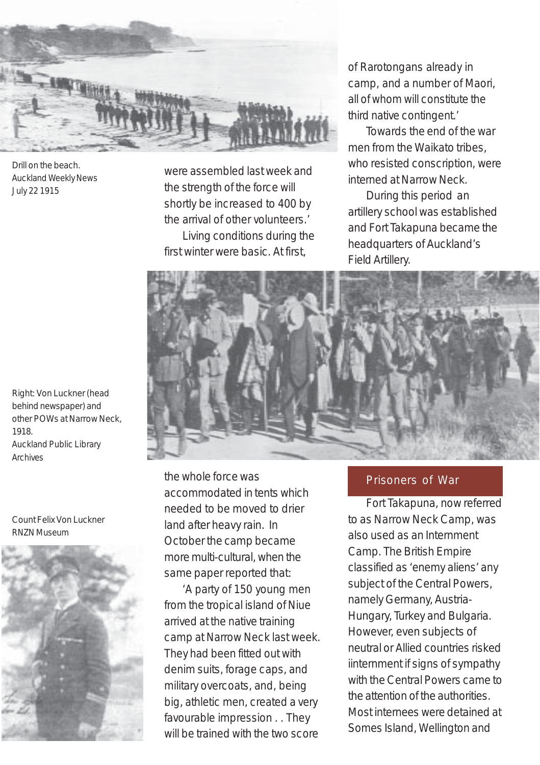Drill on the beach.
Auckland Weekly News
July 22 1915

were assembled last week and the strength of the force will shortly be increased to 400 by the arrival of other volunteers.'

Living conditions during the first winter were basic. At first, the whole force was accommodated in tents which needed to be moved to drier land after heavy rain. In October the camp became more multi-cultural, when the same paper reported that:

'A party of 150 young men from the tropical island of Niue arrived at the native training camp at Narrow Neck last week. They had been fitted out with denim suits, forage caps, and military overcoats, and, being big, athletic men, created a very favourable impression . . They will be trained with the two score of Rarotongans already in camp, and a number of Maori, all of whom will constitute the third native contingent.'

Towards the end of the war men from the Waikato tribes, who resisted conscription, were interned at Narrow Neck.

During this period an artillery school was established and Fort Takapuna became the headquarters of Auckland's Field Artillery.

Right: Von Luckner (head behind newspaper) and other POWs at Narrow Neck, 1918.
Auckland Public Library Archives

Count Felix Von Luckner
RNZN Museum

## Prisoners of War

Fort Takapuna, now referred to as Narrow Neck Camp, was also used as an Internment Camp. The British Empire classified as 'enemy aliens' any subject of the Central Powers, namely Germany, Austria-Hungary, Turkey and Bulgaria. However, even subjects of neutral or Allied countries risked iinternment if signs of sympathy with the Central Powers came to the attention of the authorities. Most internees were detained at Somes Island, Wellington and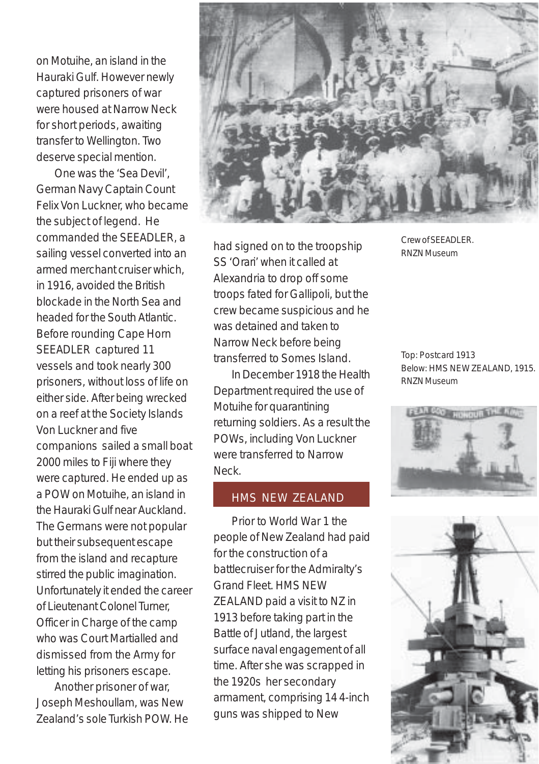on Motuihe, an island in the Hauraki Gulf. However newly captured prisoners of war were housed at Narrow Neck for short periods, awaiting transfer to Wellington. Two deserve special mention.

One was the 'Sea Devil', German Navy Captain Count Felix Von Luckner, who became the subject of legend. He commanded the SEEADLER, a sailing vessel converted into an armed merchant cruiser which, in 1916, avoided the British blockade in the North Sea and headed for the South Atlantic. Before rounding Cape Horn SEEADLER captured 11 vessels and took nearly 300 prisoners, without loss of life on either side. After being wrecked on a reef at the Society Islands Von Luckner and five companions sailed a small boat 2000 miles to Fiji where they were captured. He ended up as a POW on Motuihe, an island in the Hauraki Gulf near Auckland. The Germans were not popular but their subsequent escape from the island and recapture stirred the public imagination. Unfortunately it ended the career of Lieutenant Colonel Turner, Officer in Charge of the camp who was Court Martialled and dismissed from the Army for letting his prisoners escape.

Another prisoner of war, Joseph Meshoullam, was New Zealand's sole Turkish POW. He had signed on to the troopship SS 'Orari' when it called at Alexandria to drop off some troops fated for Gallipoli, but the crew became suspicious and he was detained and taken to Narrow Neck before being transferred to Somes Island.

In December 1918 the Health Department required the use of Motuihe for quarantining returning soldiers. As a result the POWs, including Von Luckner were transferred to Narrow Neck.

Crew of SEEADLER. RNZN Museum

## HMS NEW ZEALAND

Prior to World War 1 the people of New Zealand had paid for the construction of a battlecruiser for the Admiralty's Grand Fleet. HMS NEW ZEALAND paid a visit to NZ in 1913 before taking part in the Battle of Jutland, the largest surface naval engagement of all time. After she was scrapped in the 1920s her secondary armament, comprising 14 4-inch guns was shipped to New

Top: Postcard 1913
Below: HMS NEW ZEALAND, 1915. RNZN Museum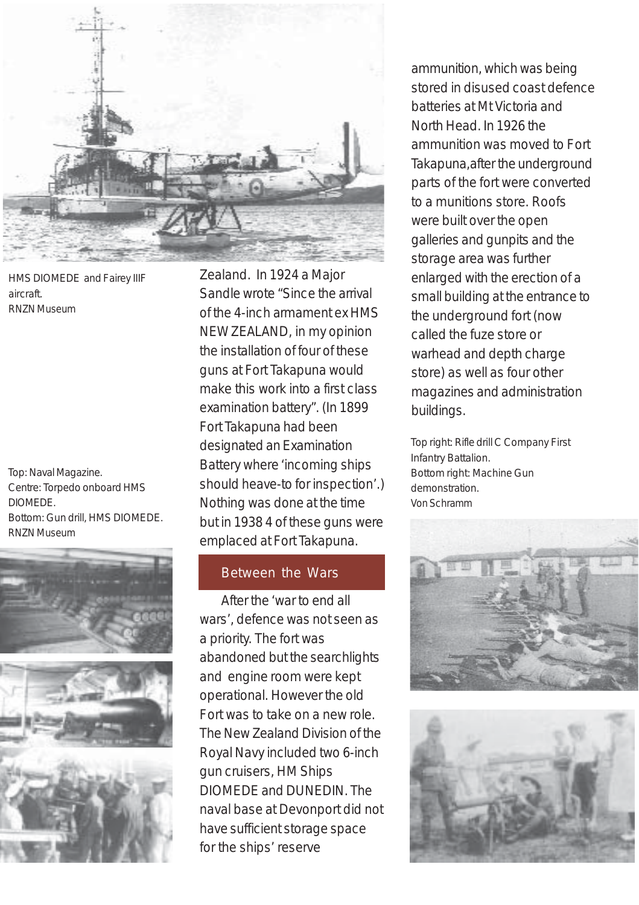HMS DIOMEDE and Fairey IIIF aircraft.
RNZN Museum

Top: Naval Magazine.
Centre: Torpedo onboard HMS DIOMEDE.
Bottom: Gun drill, HMS DIOMEDE.
RNZN Museum

Zealand. In 1924 a Major Sandle wrote "Since the arrival of the 4-inch armament ex HMS NEW ZEALAND, in my opinion the installation of four of these guns at Fort Takapuna would make this work into a first class examination battery". (In 1899 Fort Takapuna had been designated an Examination Battery where 'incoming ships should heave-to for inspection'.) Nothing was done at the time but in 1938 4 of these guns were emplaced at Fort Takapuna.

## Between the Wars

After the 'war to end all wars', defence was not seen as a priority. The fort was abandoned but the searchlights and engine room were kept operational. However the old Fort was to take on a new role. The New Zealand Division of the Royal Navy included two 6-inch gun cruisers, HM Ships DIOMEDE and DUNEDIN. The naval base at Devonport did not have sufficient storage space for the ships' reserve ammunition, which was being stored in disused coast defence batteries at Mt Victoria and North Head. In 1926 the ammunition was moved to Fort Takapuna, after the underground parts of the fort were converted to a munitions store. Roofs were built over the open galleries and gunpits and the storage area was further enlarged with the erection of a small building at the entrance to the underground fort (now called the fuze store or warhead and depth charge store) as well as four other magazines and administration buildings.

Top right: Rifle drill C Company First Infantry Battalion.
Bottom right: Machine Gun demonstration.
Von Schramm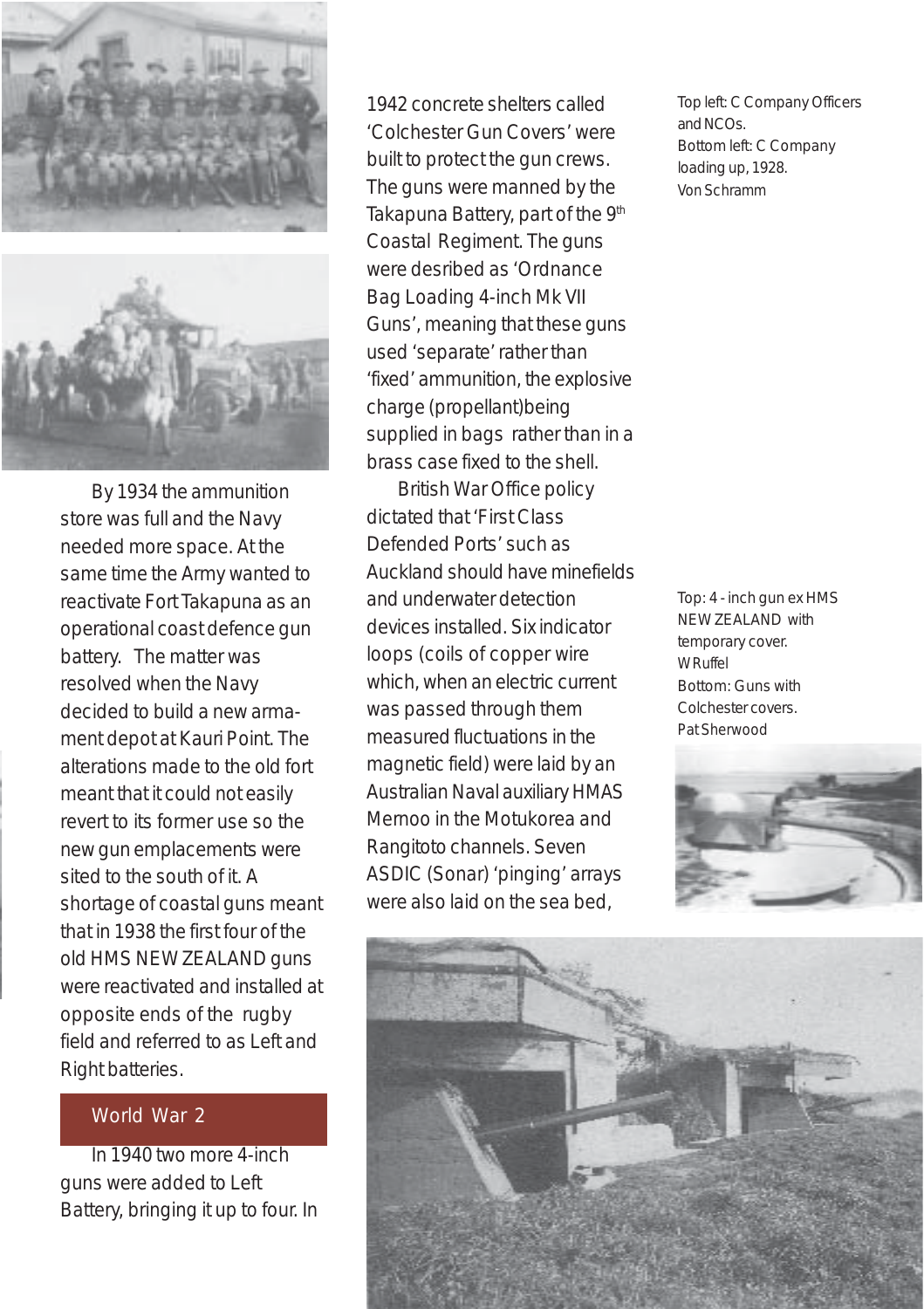By 1934 the ammunition store was full and the Navy needed more space. At the same time the Army wanted to reactivate Fort Takapuna as an operational coast defence gun battery. The matter was resolved when the Navy decided to build a new armament depot at Kauri Point. The alterations made to the old fort meant that it could not easily revert to its former use so the new gun emplacements were sited to the south of it. A shortage of coastal guns meant that in 1938 the first four of the old HMS NEW ZEALAND guns were reactivated and installed at opposite ends of the rugby field and referred to as Left and Right batteries.

## World War 2

In 1940 two more 4-inch guns were added to Left Battery, bringing it up to four. In 1942 concrete shelters called 'Colchester Gun Covers' were built to protect the gun crews. The guns were manned by the Takapuna Battery, part of the 9th Coastal Regiment. The guns were desribed as 'Ordnance Bag Loading 4-inch Mk VII Guns', meaning that these guns used 'separate' rather than 'fixed' ammunition, the explosive charge (propellant)being supplied in bags rather than in a brass case fixed to the shell.

British War Office policy dictated that 'First Class Defended Ports' such as Auckland should have minefields and underwater detection devices installed. Six indicator loops (coils of copper wire which, when an electric current was passed through them measured fluctuations in the magnetic field) were laid by an Australian Naval auxiliary HMAS Mernoo in the Motukorea and Rangitoto channels. Seven ASDIC (Sonar) 'pinging' arrays were also laid on the sea bed,

Top left: C Company Officers and NCOs.
Bottom left: C Company loading up, 1928.
Von Schramm

Top: 4 - inch gun ex HMS NEW ZEALAND with temporary cover.
W Ruffel
Bottom: Guns with Colchester covers.
Pat Sherwood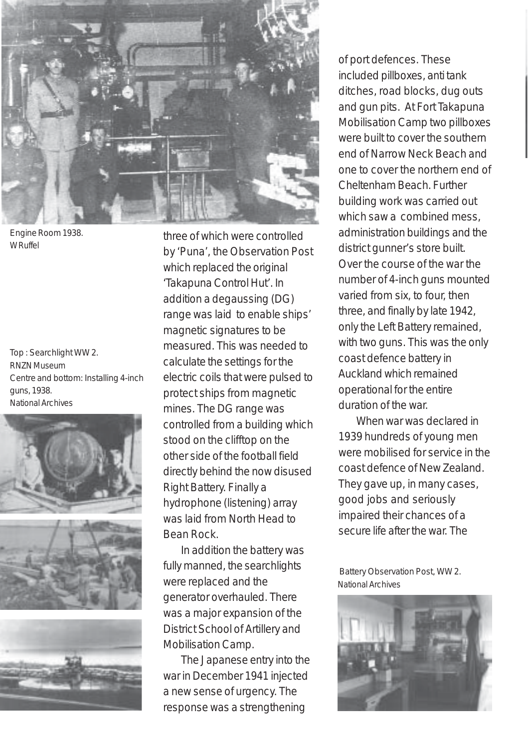Engine Room 1938.
W Ruffel

Top : Searchlight WW 2.
RNZN Museum
Centre and bottom: Installing 4-inch guns, 1938.
National Archives

three of which were controlled by 'Puna', the Observation Post which replaced the original 'Takapuna Control Hut'. In addition a degaussing (DG) range was laid to enable ships' magnetic signatures to be measured. This was needed to calculate the settings for the electric coils that were pulsed to protect ships from magnetic mines. The DG range was controlled from a building which stood on the clifftop on the other side of the football field directly behind the now disused Right Battery. Finally a hydrophone (listening) array was laid from North Head to Bean Rock.

In addition the battery was fully manned, the searchlights were replaced and the generator overhauled. There was a major expansion of the District School of Artillery and Mobilisation Camp.

The Japanese entry into the war in December 1941 injected a new sense of urgency. The response was a strengthening of port defences. These included pillboxes, anti tank ditches, road blocks, dug outs and gun pits. At Fort Takapuna Mobilisation Camp two pillboxes were built to cover the southern end of Narrow Neck Beach and one to cover the northern end of Cheltenham Beach. Further building work was carried out which saw a combined mess, administration buildings and the district gunner's store built. Over the course of the war the number of 4-inch guns mounted varied from six, to four, then three, and finally by late 1942, only the Left Battery remained, with two guns. This was the only coast defence battery in Auckland which remained operational for the entire duration of the war.

When war was declared in 1939 hundreds of young men were mobilised for service in the coast defence of New Zealand. They gave up, in many cases, good jobs and seriously impaired their chances of a secure life after the war. The

Battery Observation Post, WW 2.
National Archives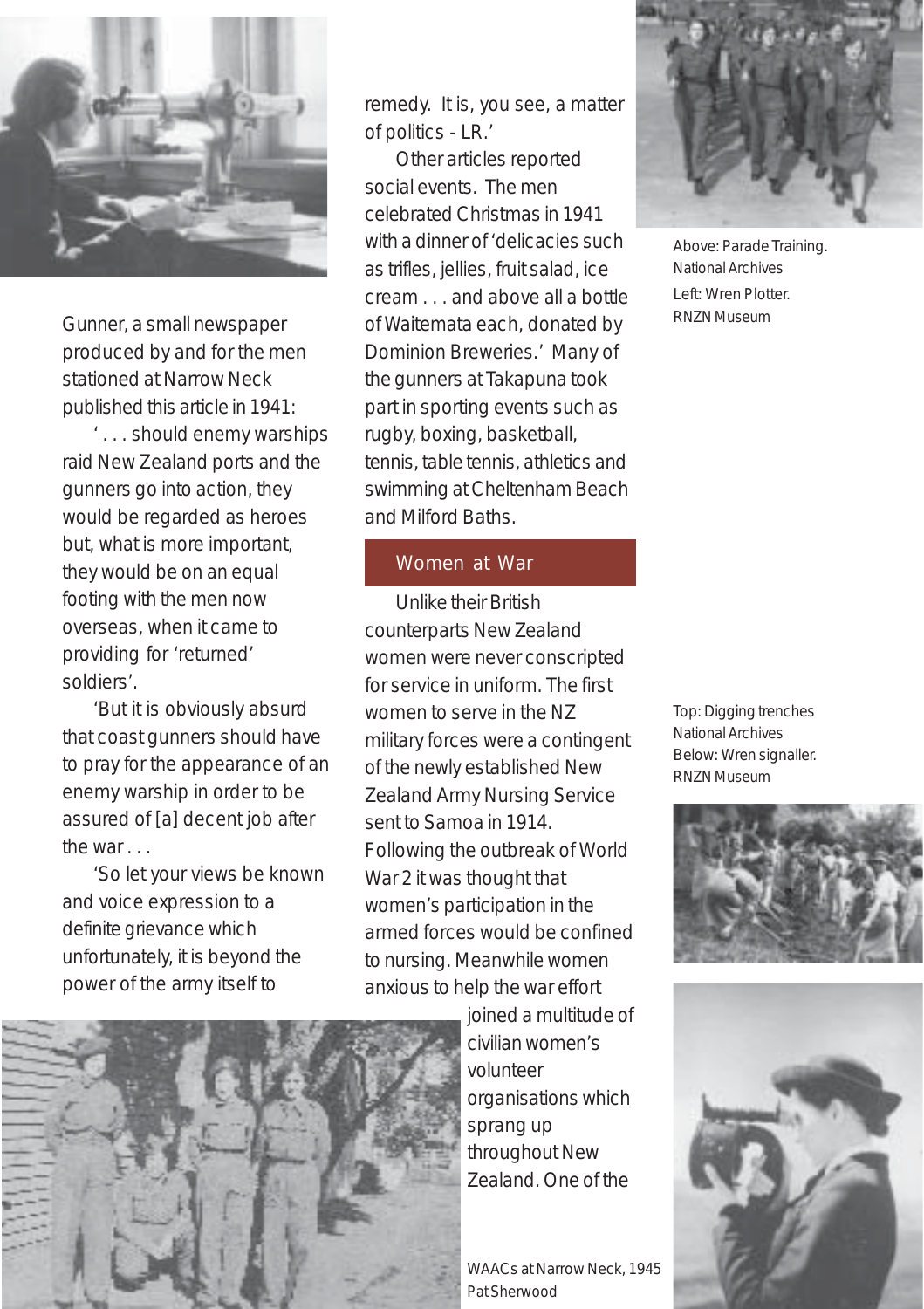Gunner, a small newspaper produced by and for the men stationed at Narrow Neck published this article in 1941:

' . . . should enemy warships raid New Zealand ports and the gunners go into action, they would be regarded as heroes but, what is more important, they would be on an equal footing with the men now overseas, when it came to providing for 'returned' soldiers'.

'But it is obviously absurd that coast gunners should have to pray for the appearance of an enemy warship in order to be assured of [a] decent job after the war . . .

'So let your views be known and voice expression to a definite grievance which unfortunately, it is beyond the power of the army itself to remedy. It is, you see, a matter of politics - LR.'

Other articles reported social events. The men celebrated Christmas in 1941 with a dinner of 'delicacies such as trifles, jellies, fruit salad, ice cream . . . and above all a bottle of Waitemata each, donated by Dominion Breweries.' Many of the gunners at Takapuna took part in sporting events such as rugby, boxing, basketball, tennis, table tennis, athletics and swimming at Cheltenham Beach and Milford Baths.

## Women at War

Unlike their British counterparts New Zealand women were never conscripted for service in uniform. The first women to serve in the NZ military forces were a contingent of the newly established New Zealand Army Nursing Service sent to Samoa in 1914. Following the outbreak of World War 2 it was thought that women's participation in the armed forces would be confined to nursing. Meanwhile women anxious to help the war effort joined a multitude of civilian women's volunteer organisations which sprang up throughout New Zealand. One of the

WAACs at Narrow Neck, 1945
Pat Sherwood

Above: Parade Training.
National Archives

Left: Wren Plotter.
RNZN Museum

Top: Digging trenches
National Archives

Below: Wren signaller.
RNZN Museum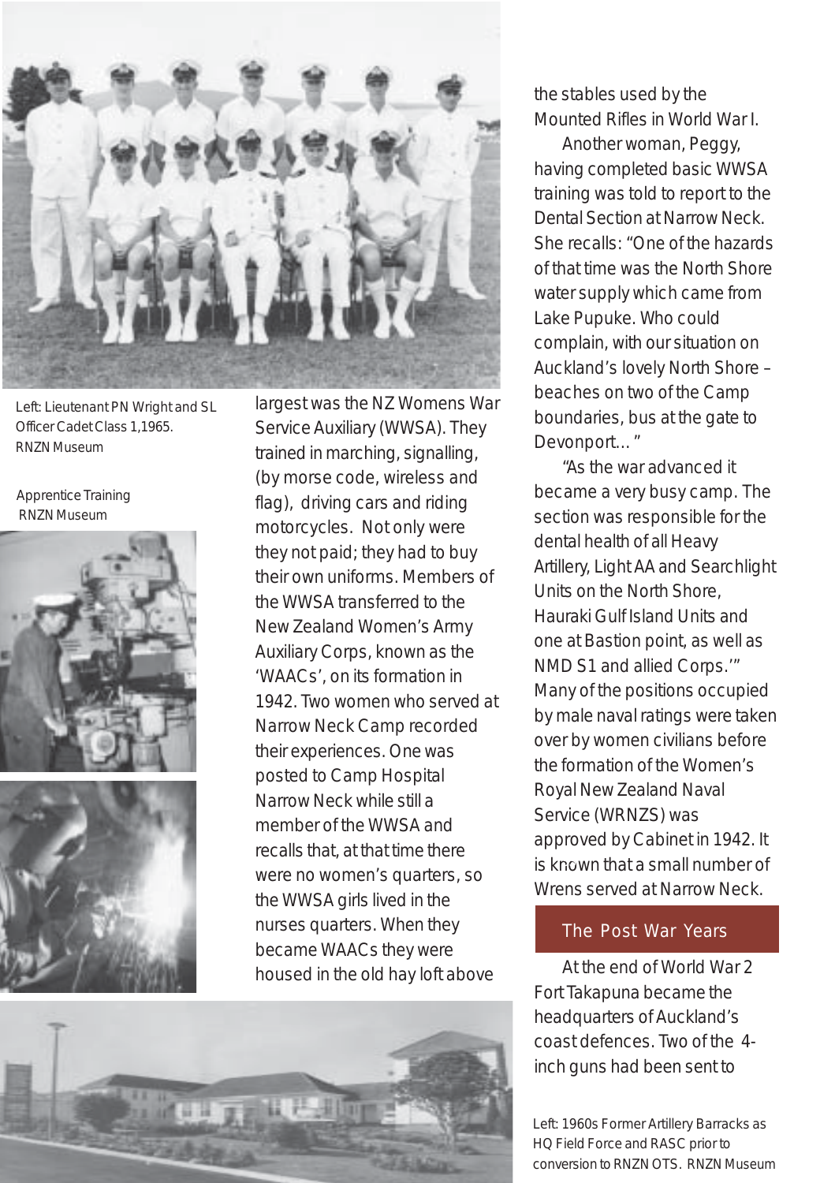Left: Lieutenant PN Wright and SL Officer Cadet Class 1,1965. RNZN Museum

Apprentice Training RNZN Museum

largest was the NZ Womens War Service Auxiliary (WWSA). They trained in marching, signalling, (by morse code, wireless and flag), driving cars and riding motorcycles. Not only were they not paid; they had to buy their own uniforms. Members of the WWSA transferred to the New Zealand Women's Army Auxiliary Corps, known as the 'WAACs', on its formation in 1942. Two women who served at Narrow Neck Camp recorded their experiences. One was posted to Camp Hospital Narrow Neck while still a member of the WWSA and recalls that, at that time there were no women's quarters, so the WWSA girls lived in the nurses quarters. When they became WAACs they were housed in the old hay loft above the stables used by the Mounted Rifles in World War I.

Another woman, Peggy, having completed basic WWSA training was told to report to the Dental Section at Narrow Neck. She recalls: "One of the hazards of that time was the North Shore water supply which came from Lake Pupuke. Who could complain, with our situation on Auckland's lovely North Shore – beaches on two of the Camp boundaries, bus at the gate to Devonport… "

"As the war advanced it became a very busy camp. The section was responsible for the dental health of all Heavy Artillery, Light AA and Searchlight Units on the North Shore, Hauraki Gulf Island Units and one at Bastion point, as well as NMD S1 and allied Corps.'" Many of the positions occupied by male naval ratings were taken over by women civilians before the formation of the Women's Royal New Zealand Naval Service (WRNZS) was approved by Cabinet in 1942. It is known that a small number of Wrens served at Narrow Neck.

## The Post War Years

At the end of World War 2 Fort Takapuna became the headquarters of Auckland's coast defences. Two of the 4-inch guns had been sent to

Left: 1960s Former Artillery Barracks as HQ Field Force and RASC prior to conversion to RNZN OTS. RNZN Museum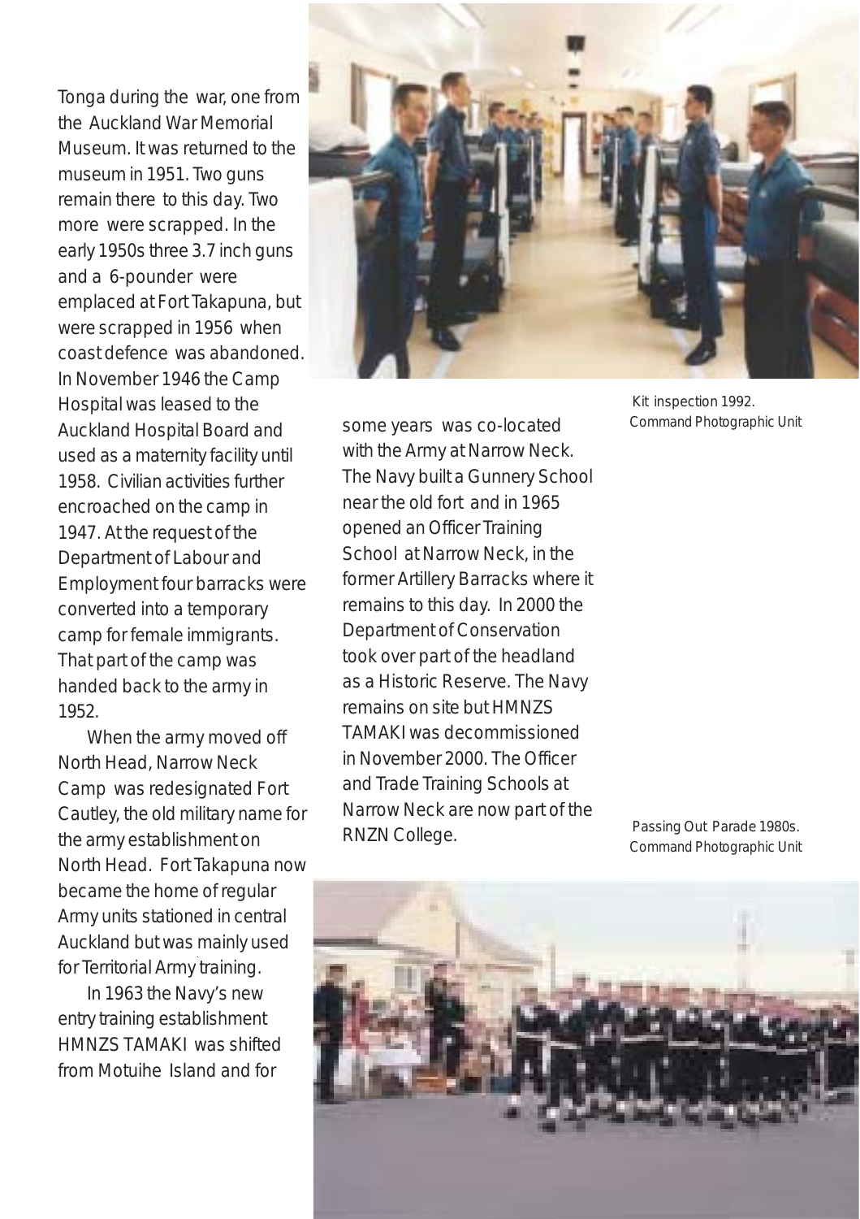Tonga during the war, one from the Auckland War Memorial Museum. It was returned to the museum in 1951. Two guns remain there to this day. Two more were scrapped. In the early 1950s three 3.7 inch guns and a 6-pounder were emplaced at Fort Takapuna, but were scrapped in 1956 when coast defence was abandoned. In November 1946 the Camp Hospital was leased to the Auckland Hospital Board and used as a maternity facility until 1958. Civilian activities further encroached on the camp in 1947. At the request of the Department of Labour and Employment four barracks were converted into a temporary camp for female immigrants. That part of the camp was handed back to the army in 1952.

When the army moved off North Head, Narrow Neck Camp was redesignated Fort Cautley, the old military name for the army establishment on North Head. Fort Takapuna now became the home of regular Army units stationed in central Auckland but was mainly used for Territorial Army training.

In 1963 the Navy's new entry training establishment HMNZS TAMAKI was shifted from Motuihe Island and for some years was co-located with the Army at Narrow Neck. The Navy built a Gunnery School near the old fort and in 1965 opened an Officer Training School at Narrow Neck, in the former Artillery Barracks where it remains to this day. In 2000 the Department of Conservation took over part of the headland as a Historic Reserve. The Navy remains on site but HMNZS TAMAKI was decommissioned in November 2000. The Officer and Trade Training Schools at Narrow Neck are now part of the RNZN College.

Kit inspection 1992.
Command Photographic Unit

Passing Out Parade 1980s.
Command Photographic Unit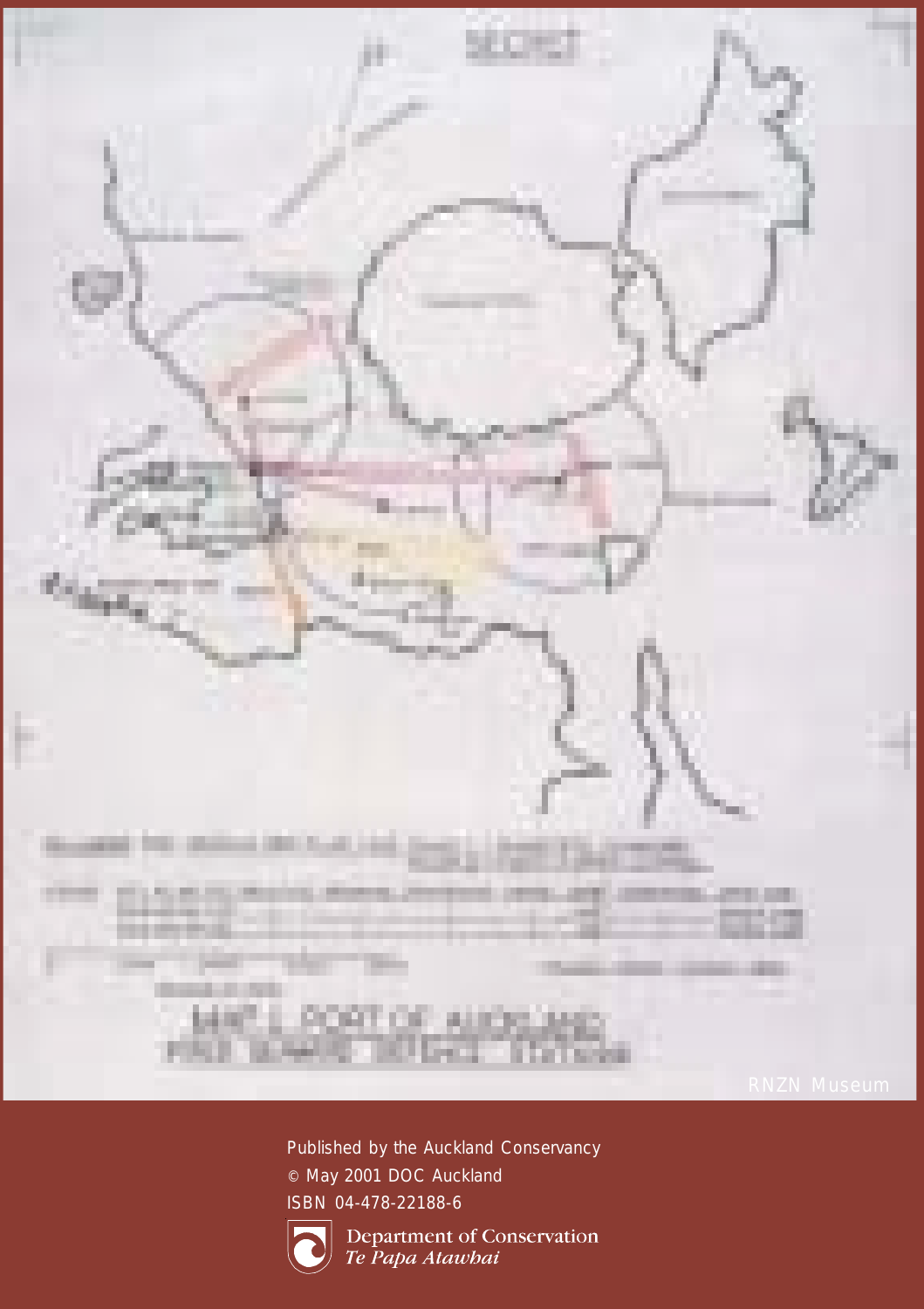RNZN Museum

Published by the Auckland Conservancy

© May 2001 DOC Auckland

ISBN 04-478-22188-6

Department of Conservation
*Te Papa Atawhai*